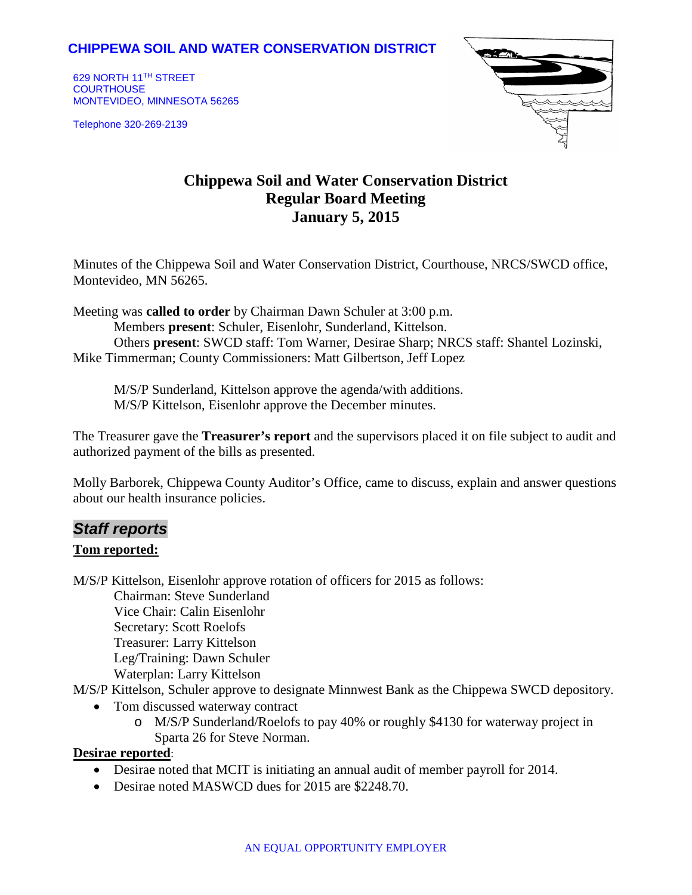**CHIPPEWA SOIL AND WATER CONSERVATION DISTRICT**

629 NORTH 11TH STREET
COURTHOUSE
MONTEVIDEO, MINNESOTA 56265

Telephone 320-269-2139

# Chippewa Soil and Water Conservation District
# Regular Board Meeting
# January 5, 2015

Minutes of the Chippewa Soil and Water Conservation District, Courthouse, NRCS/SWCD office, Montevideo, MN 56265.

Meeting was **called to order** by Chairman Dawn Schuler at 3:00 p.m.
Members **present**: Schuler, Eisenlohr, Sunderland, Kittelson.
Others **present**: SWCD staff: Tom Warner, Desirae Sharp; NRCS staff: Shantel Lozinski, Mike Timmerman; County Commissioners: Matt Gilbertson, Jeff Lopez

M/S/P Sunderland, Kittelson approve the agenda/with additions.
M/S/P Kittelson, Eisenlohr approve the December minutes.

The Treasurer gave the **Treasurer's report** and the supervisors placed it on file subject to audit and authorized payment of the bills as presented.

Molly Barborek, Chippewa County Auditor's Office, came to discuss, explain and answer questions about our health insurance policies.

## *Staff reports*

**Tom reported:**

M/S/P Kittelson, Eisenlohr approve rotation of officers for 2015 as follows:
Chairman: Steve Sunderland
Vice Chair: Calin Eisenlohr
Secretary: Scott Roelofs
Treasurer: Larry Kittelson
Leg/Training: Dawn Schuler
Waterplan: Larry Kittelson

M/S/P Kittelson, Schuler approve to designate Minnwest Bank as the Chippewa SWCD depository.

- Tom discussed waterway contract
  - M/S/P Sunderland/Roelofs to pay 40% or roughly $4130 for waterway project in Sparta 26 for Steve Norman.

**Desirae reported**:

- Desirae noted that MCIT is initiating an annual audit of member payroll for 2014.
- Desirae noted MASWCD dues for 2015 are $2248.70.

AN EQUAL OPPORTUNITY EMPLOYER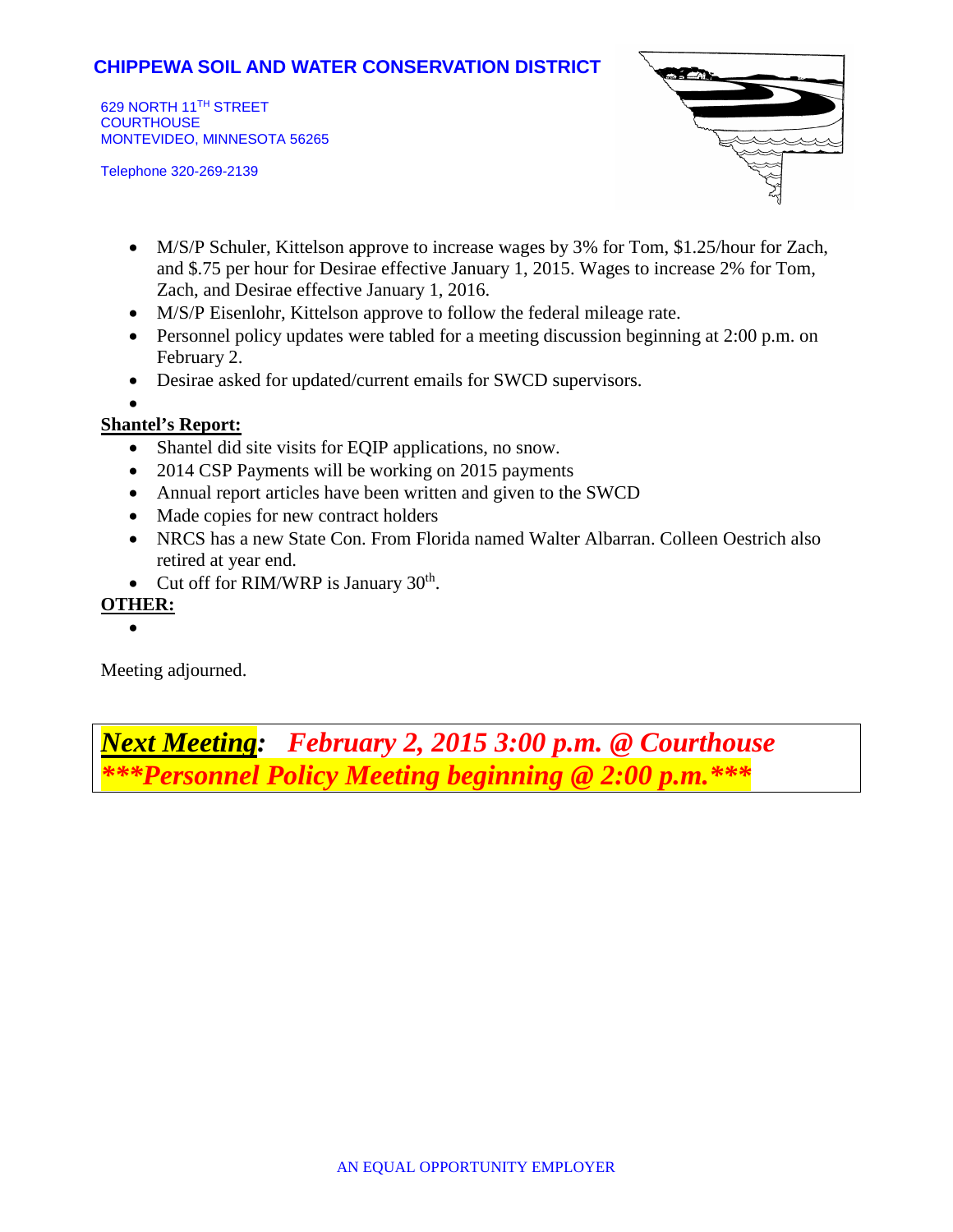# CHIPPEWA SOIL AND WATER CONSERVATION DISTRICT

629 NORTH 11TH STREET
COURTHOUSE
MONTEVIDEO, MINNESOTA 56265

Telephone 320-269-2139

- M/S/P Schuler, Kittelson approve to increase wages by 3% for Tom, $1.25/hour for Zach, and $.75 per hour for Desirae effective January 1, 2015. Wages to increase 2% for Tom, Zach, and Desirae effective January 1, 2016.
- M/S/P Eisenlohr, Kittelson approve to follow the federal mileage rate.
- Personnel policy updates were tabled for a meeting discussion beginning at 2:00 p.m. on February 2.
- Desirae asked for updated/current emails for SWCD supervisors.
-

**Shantel's Report:**

- Shantel did site visits for EQIP applications, no snow.
- 2014 CSP Payments will be working on 2015 payments
- Annual report articles have been written and given to the SWCD
- Made copies for new contract holders
- NRCS has a new State Con. From Florida named Walter Albarran. Colleen Oestrich also retired at year end.
- Cut off for RIM/WRP is January 30th.

**OTHER:**

-

Meeting adjourned.

***Next Meeting**: February 2, 2015 3:00 p.m. @ Courthouse*
****Personnel Policy Meeting beginning @ 2:00 p.m.****

AN EQUAL OPPORTUNITY EMPLOYER